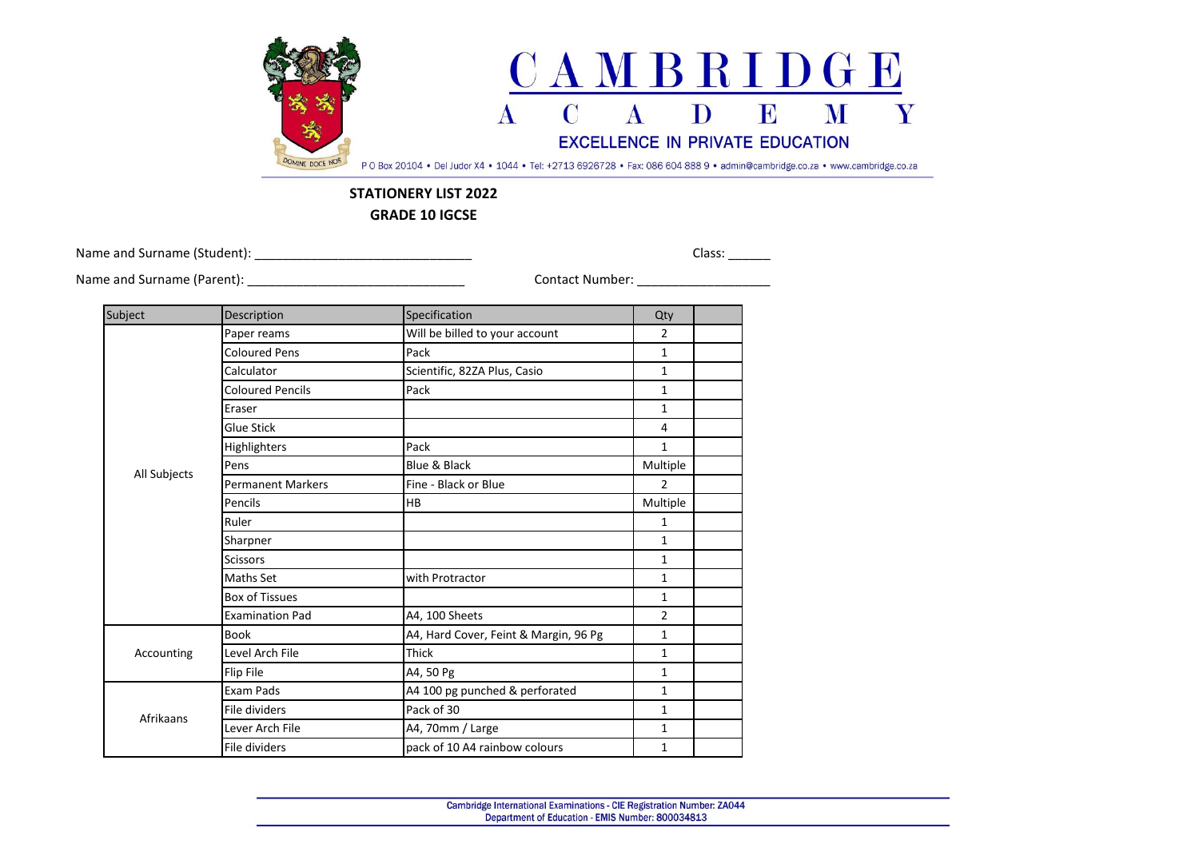# CAMBRIDGE ACADEMY

EXCELLENCE IN PRIVATE EDUCATION

DOMINE DOCE NOS

P O Box 20104 • Del Judor X4 • 1044 • Tel: +2713 6926728 • Fax: 086 604 888 9 • admin@cambridge.co.za • www.cambridge.co.za

## STATIONERY LIST 2022
## GRADE 10 IGCSE

Name and Surname (Student): ______________________________ Class: ______

Name and Surname (Parent): ______________________________ Contact Number: __________________

| Subject | Description | Specification | Qty | |
|---|---|---|---|---|
| All Subjects | Paper reams | Will be billed to your account | 2 | |
| | Coloured Pens | Pack | 1 | |
| | Calculator | Scientific, 82ZA Plus, Casio | 1 | |
| | Coloured Pencils | Pack | 1 | |
| | Eraser | | 1 | |
| | Glue Stick | | 4 | |
| | Highlighters | Pack | 1 | |
| | Pens | Blue & Black | Multiple | |
| | Permanent Markers | Fine - Black or Blue | 2 | |
| | Pencils | HB | Multiple | |
| | Ruler | | 1 | |
| | Sharpner | | 1 | |
| | Scissors | | 1 | |
| | Maths Set | with Protractor | 1 | |
| | Box of Tissues | | 1 | |
| | Examination Pad | A4, 100 Sheets | 2 | |
| Accounting | Book | A4, Hard Cover, Feint & Margin, 96 Pg | 1 | |
| | Level Arch File | Thick | 1 | |
| | Flip File | A4, 50 Pg | 1 | |
| Afrikaans | Exam Pads | A4 100 pg punched & perforated | 1 | |
| | File dividers | Pack of 30 | 1 | |
| | Lever Arch File | A4, 70mm / Large | 1 | |
| | File dividers | pack of 10 A4 rainbow colours | 1 | |

Cambridge International Examinations - CIE Registration Number: ZA044
Department of Education - EMIS Number: 800034813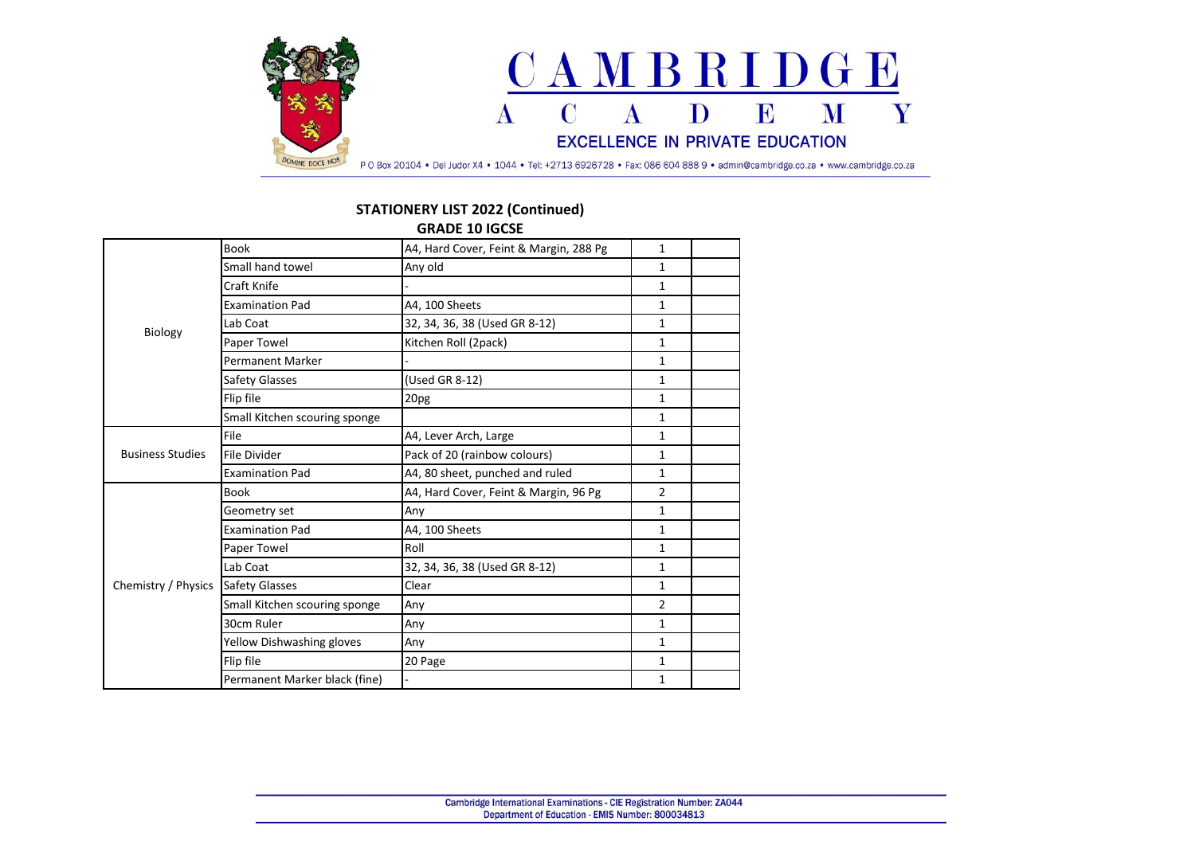# CAMBRIDGE ACADEMY

EXCELLENCE IN PRIVATE EDUCATION

P O Box 20104 • Del Judor X4 • 1044 • Tel: +2713 6926728 • Fax: 086 604 888 9 • admin@cambridge.co.za • www.cambridge.co.za

## STATIONERY LIST 2022 (Continued)

### GRADE 10 IGCSE

| | | | | |
|---|---|---|---|---|
| Biology | Book | A4, Hard Cover, Feint & Margin, 288 Pg | 1 | |
| | Small hand towel | Any old | 1 | |
| | Craft Knife | - | 1 | |
| | Examination Pad | A4, 100 Sheets | 1 | |
| | Lab Coat | 32, 34, 36, 38 (Used GR 8-12) | 1 | |
| | Paper Towel | Kitchen Roll (2pack) | 1 | |
| | Permanent Marker | - | 1 | |
| | Safety Glasses | (Used GR 8-12) | 1 | |
| | Flip file | 20pg | 1 | |
| | Small Kitchen scouring sponge | | 1 | |
| Business Studies | File | A4, Lever Arch, Large | 1 | |
| | File Divider | Pack of 20 (rainbow colours) | 1 | |
| | Examination Pad | A4, 80 sheet, punched and ruled | 1 | |
| Chemistry / Physics | Book | A4, Hard Cover, Feint & Margin, 96 Pg | 2 | |
| | Geometry set | Any | 1 | |
| | Examination Pad | A4, 100 Sheets | 1 | |
| | Paper Towel | Roll | 1 | |
| | Lab Coat | 32, 34, 36, 38 (Used GR 8-12) | 1 | |
| | Safety Glasses | Clear | 1 | |
| | Small Kitchen scouring sponge | Any | 2 | |
| | 30cm Ruler | Any | 1 | |
| | Yellow Dishwashing gloves | Any | 1 | |
| | Flip file | 20 Page | 1 | |
| | Permanent Marker black (fine) | - | 1 | |

Cambridge International Examinations - CIE Registration Number: ZA044
Department of Education - EMIS Number: 800034813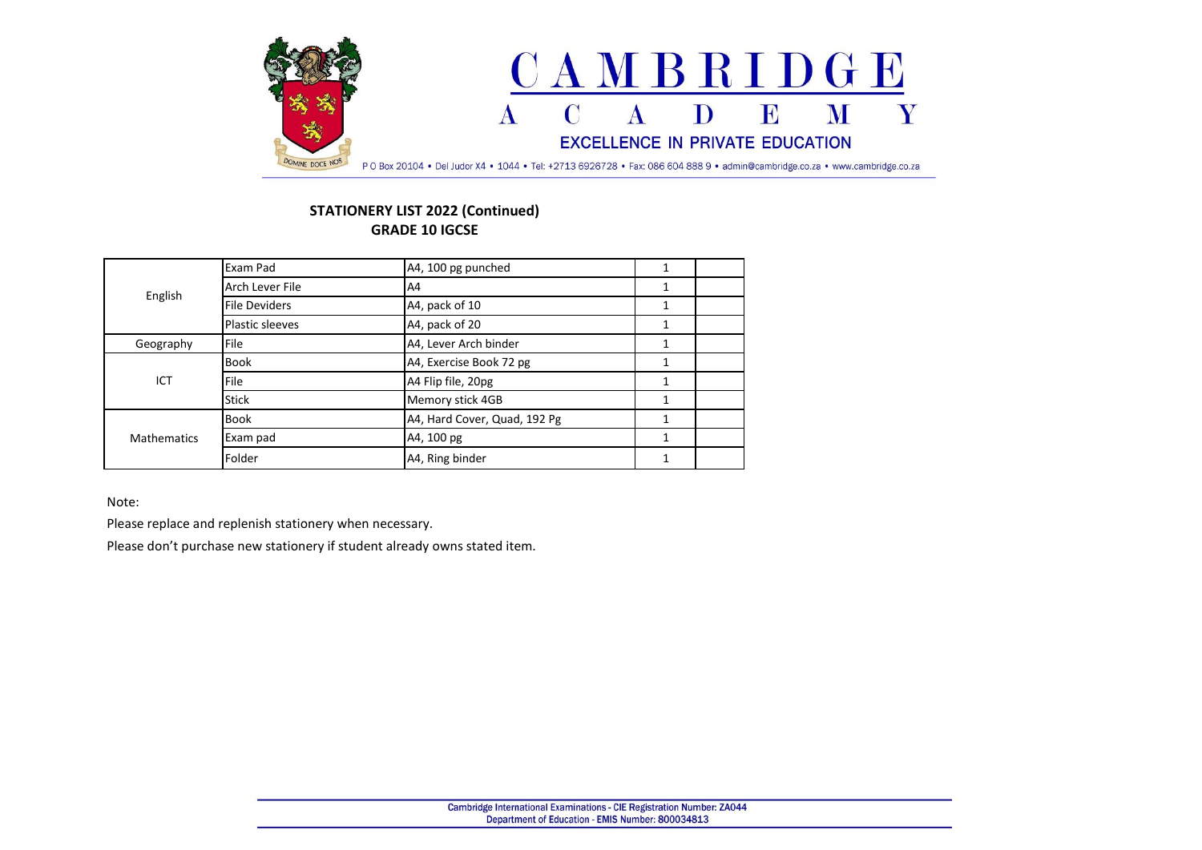**STATIONERY LIST 2022 (Continued)**
**GRADE 10 IGCSE**

| | | | | |
|---|---|---|---|---|
| English | Exam Pad | A4, 100 pg punched | 1 | |
| | Arch Lever File | A4 | 1 | |
| | File Deviders | A4, pack of 10 | 1 | |
| | Plastic sleeves | A4, pack of 20 | 1 | |
| Geography | File | A4, Lever Arch binder | 1 | |
| ICT | Book | A4, Exercise Book 72 pg | 1 | |
| | File | A4 Flip file, 20pg | 1 | |
| | Stick | Memory stick 4GB | 1 | |
| Mathematics | Book | A4, Hard Cover, Quad, 192 Pg | 1 | |
| | Exam pad | A4, 100 pg | 1 | |
| | Folder | A4, Ring binder | 1 | |

Note:

Please replace and replenish stationery when necessary.

Please don't purchase new stationery if student already owns stated item.